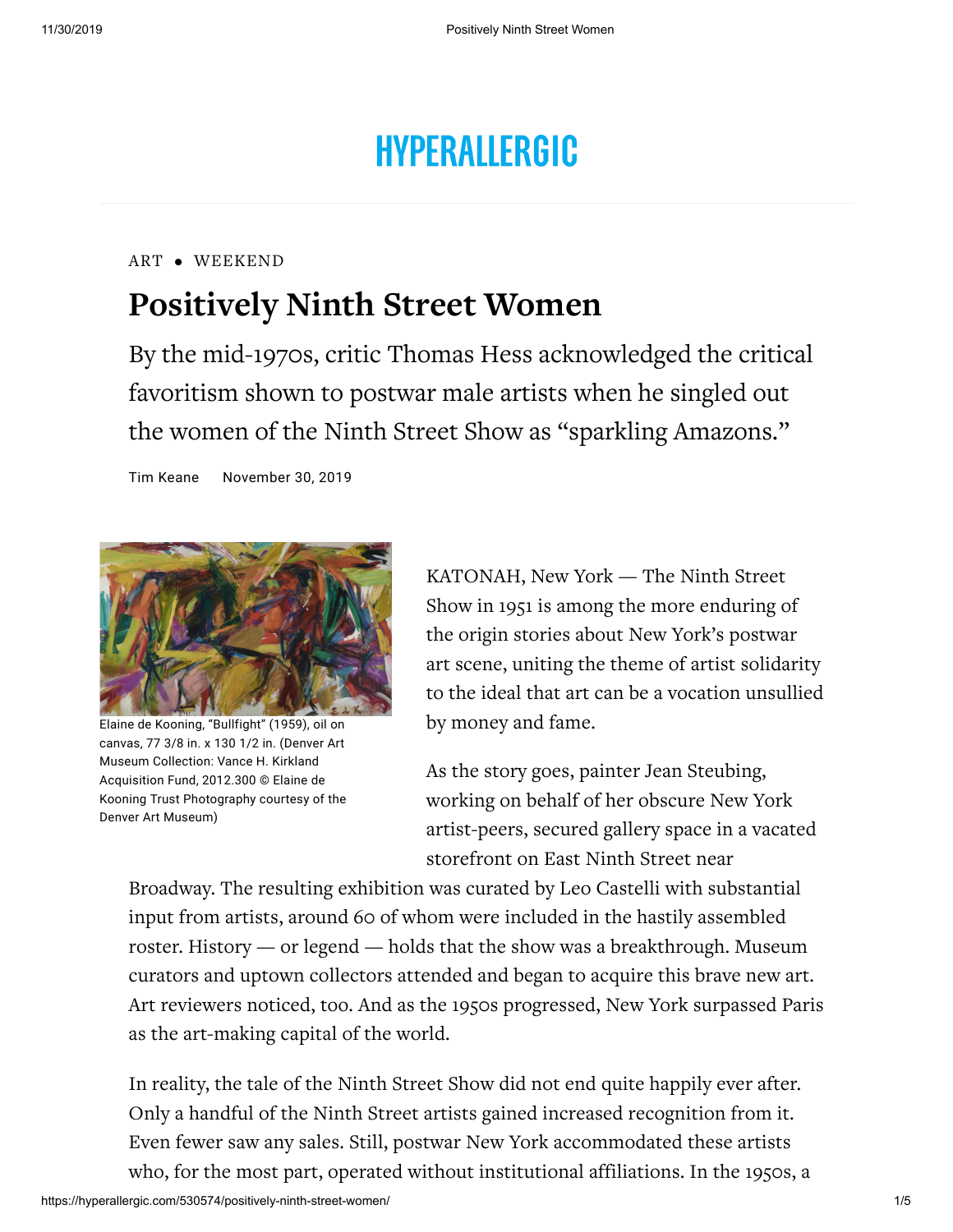# HYPERALLERGIC

ART • WEEKEND

## Positively Ninth Street Women

By the mid-1970s, critic Thomas Hess acknowledged the critical favoritism shown to postwar male artists when he singled out the women of the Ninth Street Show as "sparkling Amazons."

Tim Keane November 30, 2019

Elaine de Kooning, "Bullfight" (1959), oil on canvas, 77 3/8 in. x 130 1/2 in. (Denver Art Museum Collection: Vance H. Kirkland Acquisition Fund, 2012.300 © Elaine de Kooning Trust Photography courtesy of the Denver Art Museum)

KATONAH, New York — The Ninth Street Show in 1951 is among the more enduring of the origin stories about New York's postwar art scene, uniting the theme of artist solidarity to the ideal that art can be a vocation unsullied by money and fame.

As the story goes, painter Jean Steubing, working on behalf of her obscure New York artist-peers, secured gallery space in a vacated storefront on East Ninth Street near Broadway. The resulting exhibition was curated by Leo Castelli with substantial input from artists, around 60 of whom were included in the hastily assembled roster. History — or legend — holds that the show was a breakthrough. Museum curators and uptown collectors attended and began to acquire this brave new art. Art reviewers noticed, too. And as the 1950s progressed, New York surpassed Paris as the art-making capital of the world.

In reality, the tale of the Ninth Street Show did not end quite happily ever after. Only a handful of the Ninth Street artists gained increased recognition from it. Even fewer saw any sales. Still, postwar New York accommodated these artists who, for the most part, operated without institutional affiliations. In the 1950s, a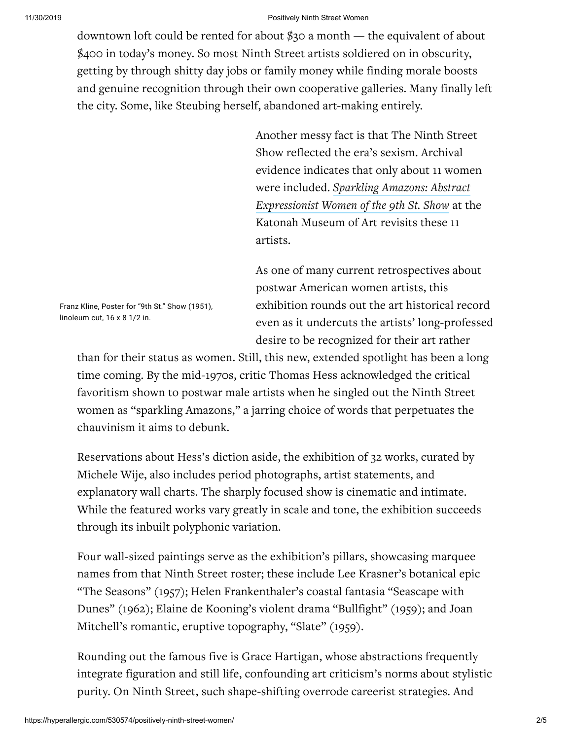downtown loft could be rented for about $30 a month — the equivalent of about $400 in today's money. So most Ninth Street artists soldiered on in obscurity, getting by through shitty day jobs or family money while finding morale boosts and genuine recognition through their own cooperative galleries. Many finally left the city. Some, like Steubing herself, abandoned art-making entirely.

Another messy fact is that The Ninth Street Show reflected the era's sexism. Archival evidence indicates that only about 11 women were included. *Sparkling Amazons: Abstract Expressionist Women of the 9th St. Show* at the Katonah Museum of Art revisits these 11 artists.

Franz Kline, Poster for "9th St." Show (1951), linoleum cut, 16 x 8 1/2 in.

As one of many current retrospectives about postwar American women artists, this exhibition rounds out the art historical record even as it undercuts the artists' long-professed desire to be recognized for their art rather than for their status as women. Still, this new, extended spotlight has been a long time coming. By the mid-1970s, critic Thomas Hess acknowledged the critical favoritism shown to postwar male artists when he singled out the Ninth Street women as "sparkling Amazons," a jarring choice of words that perpetuates the chauvinism it aims to debunk.

Reservations about Hess's diction aside, the exhibition of 32 works, curated by Michele Wije, also includes period photographs, artist statements, and explanatory wall charts. The sharply focused show is cinematic and intimate. While the featured works vary greatly in scale and tone, the exhibition succeeds through its inbuilt polyphonic variation.

Four wall-sized paintings serve as the exhibition's pillars, showcasing marquee names from that Ninth Street roster; these include Lee Krasner's botanical epic "The Seasons" (1957); Helen Frankenthaler's coastal fantasia "Seascape with Dunes" (1962); Elaine de Kooning's violent drama "Bullfight" (1959); and Joan Mitchell's romantic, eruptive topography, "Slate" (1959).

Rounding out the famous five is Grace Hartigan, whose abstractions frequently integrate figuration and still life, confounding art criticism's norms about stylistic purity. On Ninth Street, such shape-shifting overrode careerist strategies. And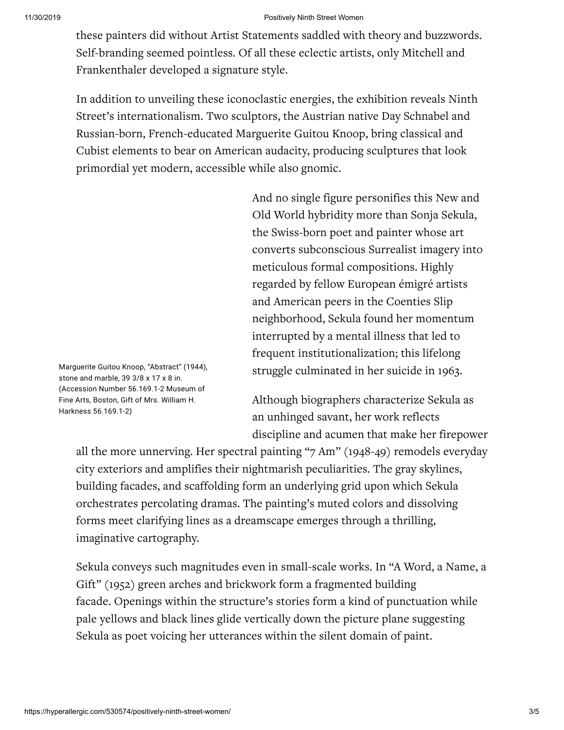these painters did without Artist Statements saddled with theory and buzzwords. Self-branding seemed pointless. Of all these eclectic artists, only Mitchell and Frankenthaler developed a signature style.

In addition to unveiling these iconoclastic energies, the exhibition reveals Ninth Street's internationalism. Two sculptors, the Austrian native Day Schnabel and Russian-born, French-educated Marguerite Guitou Knoop, bring classical and Cubist elements to bear on American audacity, producing sculptures that look primordial yet modern, accessible while also gnomic.

Marguerite Guitou Knoop, "Abstract" (1944), stone and marble, 39 3/8 x 17 x 8 in. (Accession Number 56.169.1-2 Museum of Fine Arts, Boston, Gift of Mrs. William H. Harkness 56.169.1-2)

And no single figure personifies this New and Old World hybridity more than Sonja Sekula, the Swiss-born poet and painter whose art converts subconscious Surrealist imagery into meticulous formal compositions. Highly regarded by fellow European émigré artists and American peers in the Coenties Slip neighborhood, Sekula found her momentum interrupted by a mental illness that led to frequent institutionalization; this lifelong struggle culminated in her suicide in 1963.

Although biographers characterize Sekula as an unhinged savant, her work reflects discipline and acumen that make her firepower all the more unnerving. Her spectral painting "7 Am" (1948-49) remodels everyday city exteriors and amplifies their nightmarish peculiarities. The gray skylines, building facades, and scaffolding form an underlying grid upon which Sekula orchestrates percolating dramas. The painting's muted colors and dissolving forms meet clarifying lines as a dreamscape emerges through a thrilling, imaginative cartography.

Sekula conveys such magnitudes even in small-scale works. In "A Word, a Name, a Gift" (1952) green arches and brickwork form a fragmented building facade. Openings within the structure's stories form a kind of punctuation while pale yellows and black lines glide vertically down the picture plane suggesting Sekula as poet voicing her utterances within the silent domain of paint.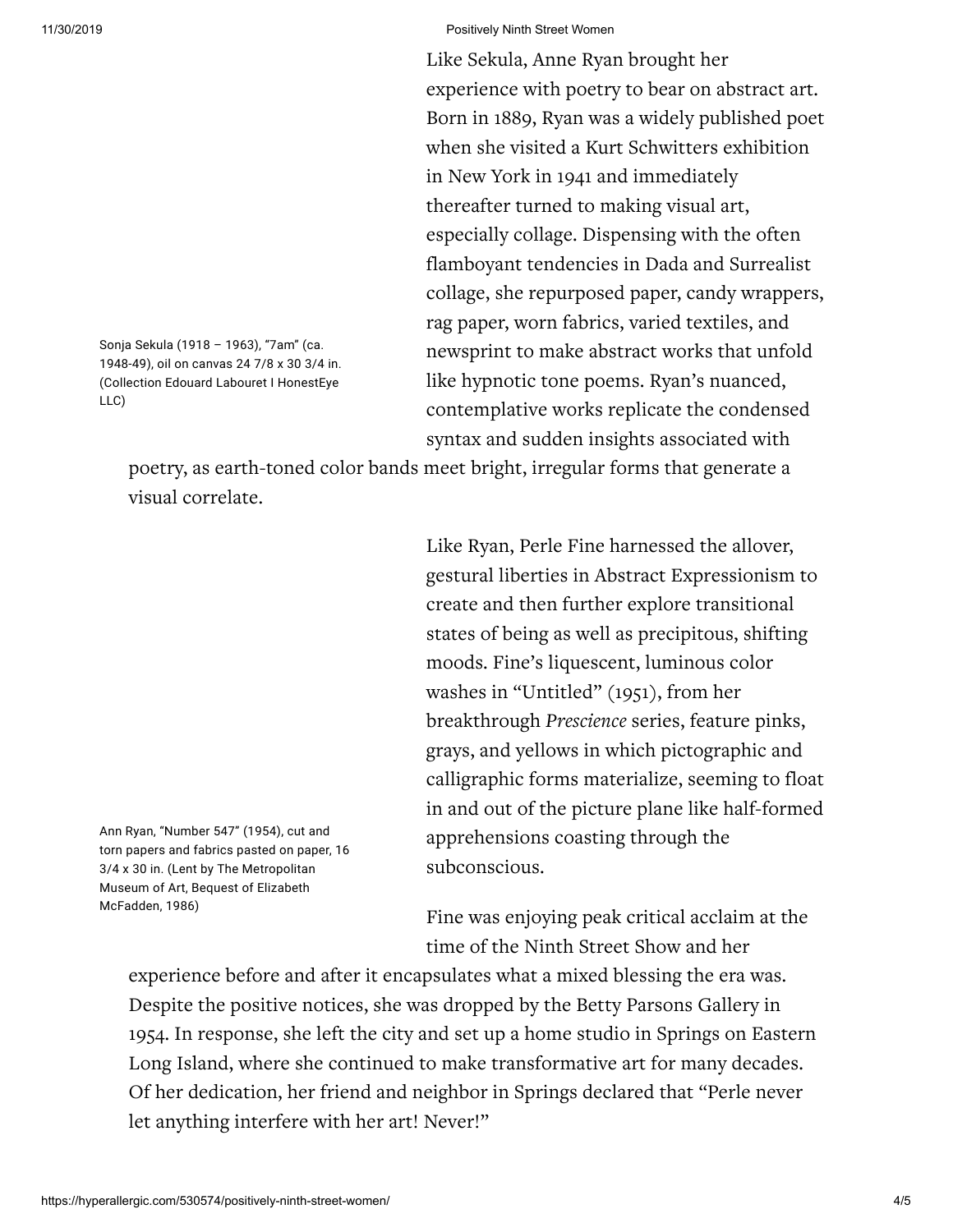Like Sekula, Anne Ryan brought her experience with poetry to bear on abstract art. Born in 1889, Ryan was a widely published poet when she visited a Kurt Schwitters exhibition in New York in 1941 and immediately thereafter turned to making visual art, especially collage. Dispensing with the often flamboyant tendencies in Dada and Surrealist collage, she repurposed paper, candy wrappers, rag paper, worn fabrics, varied textiles, and newsprint to make abstract works that unfold like hypnotic tone poems. Ryan's nuanced, contemplative works replicate the condensed syntax and sudden insights associated with poetry, as earth-toned color bands meet bright, irregular forms that generate a visual correlate.

Sonja Sekula (1918 – 1963), "7am" (ca. 1948-49), oil on canvas 24 7/8 x 30 3/4 in. (Collection Edouard Labouret I HonestEye LLC)

Like Ryan, Perle Fine harnessed the allover, gestural liberties in Abstract Expressionism to create and then further explore transitional states of being as well as precipitous, shifting moods. Fine's liquescent, luminous color washes in "Untitled" (1951), from her breakthrough *Prescience* series, feature pinks, grays, and yellows in which pictographic and calligraphic forms materialize, seeming to float in and out of the picture plane like half-formed apprehensions coasting through the subconscious.

Ann Ryan, "Number 547" (1954), cut and torn papers and fabrics pasted on paper, 16 3/4 x 30 in. (Lent by The Metropolitan Museum of Art, Bequest of Elizabeth McFadden, 1986)

Fine was enjoying peak critical acclaim at the time of the Ninth Street Show and her experience before and after it encapsulates what a mixed blessing the era was. Despite the positive notices, she was dropped by the Betty Parsons Gallery in 1954. In response, she left the city and set up a home studio in Springs on Eastern Long Island, where she continued to make transformative art for many decades. Of her dedication, her friend and neighbor in Springs declared that "Perle never let anything interfere with her art! Never!"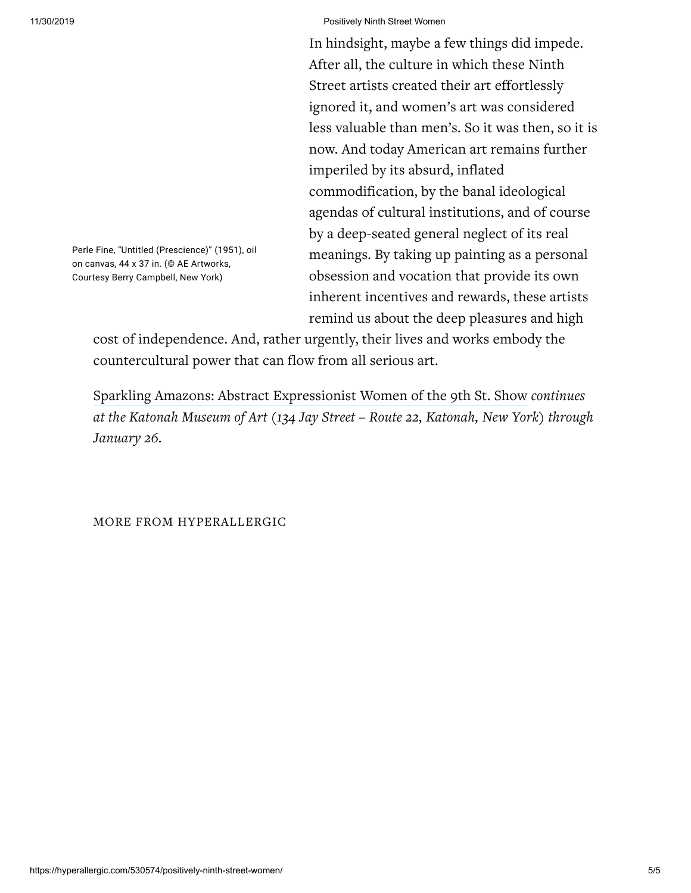Perle Fine, "Untitled (Prescience)" (1951), oil on canvas, 44 x 37 in. (© AE Artworks, Courtesy Berry Campbell, New York)

In hindsight, maybe a few things did impede. After all, the culture in which these Ninth Street artists created their art effortlessly ignored it, and women's art was considered less valuable than men's. So it was then, so it is now. And today American art remains further imperiled by its absurd, inflated commodification, by the banal ideological agendas of cultural institutions, and of course by a deep-seated general neglect of its real meanings. By taking up painting as a personal obsession and vocation that provide its own inherent incentives and rewards, these artists remind us about the deep pleasures and high cost of independence. And, rather urgently, their lives and works embody the countercultural power that can flow from all serious art.

Sparkling Amazons: Abstract Expressionist Women of the 9th St. Show *continues at the Katonah Museum of Art (134 Jay Street – Route 22, Katonah, New York) through January 26.*

MORE FROM HYPERALLERGIC